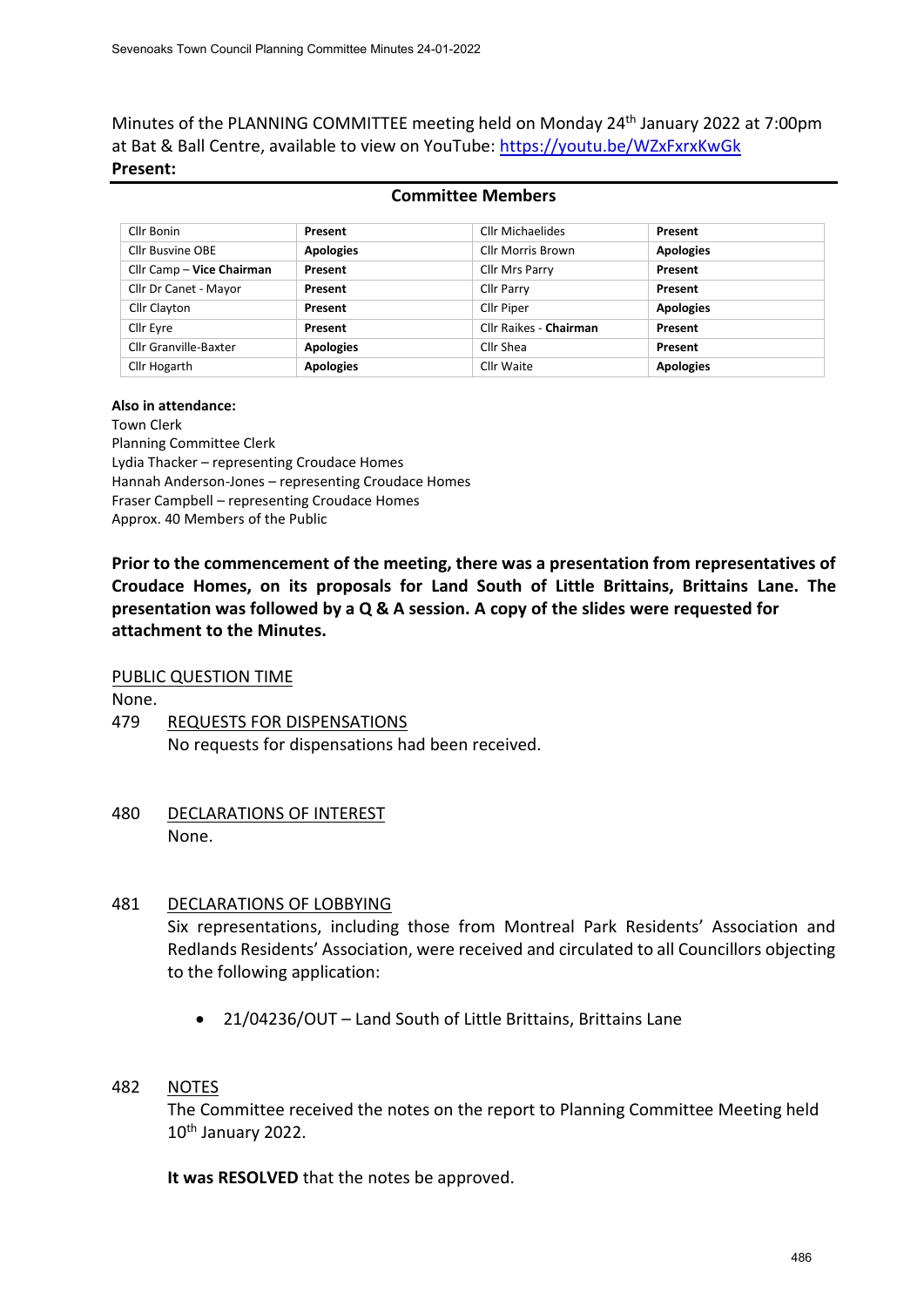Minutes of the PLANNING COMMITTEE meeting held on Monday 24th January 2022 at 7:00pm at Bat & Ball Centre, available to view on YouTube: https://youtu.be/WZxFxrxKwGk

**Present:**

**Committee Members**

| | | | |
|---|---|---|---|
| Cllr Bonin | **Present** | Cllr Michaelides | **Present** |
| Cllr Busvine OBE | **Apologies** | Cllr Morris Brown | **Apologies** |
| Cllr Camp – **Vice Chairman** | **Present** | Cllr Mrs Parry | **Present** |
| Cllr Dr Canet - Mayor | **Present** | Cllr Parry | **Present** |
| Cllr Clayton | **Present** | Cllr Piper | **Apologies** |
| Cllr Eyre | **Present** | Cllr Raikes - **Chairman** | **Present** |
| Cllr Granville-Baxter | **Apologies** | Cllr Shea | **Present** |
| Cllr Hogarth | **Apologies** | Cllr Waite | **Apologies** |

**Also in attendance:**

Town Clerk
Planning Committee Clerk
Lydia Thacker – representing Croudace Homes
Hannah Anderson-Jones – representing Croudace Homes
Fraser Campbell – representing Croudace Homes
Approx. 40 Members of the Public

**Prior to the commencement of the meeting, there was a presentation from representatives of Croudace Homes, on its proposals for Land South of Little Brittains, Brittains Lane. The presentation was followed by a Q & A session. A copy of the slides were requested for attachment to the Minutes.**

PUBLIC QUESTION TIME

None.

479 REQUESTS FOR DISPENSATIONS

No requests for dispensations had been received.

480 DECLARATIONS OF INTEREST

None.

481 DECLARATIONS OF LOBBYING

Six representations, including those from Montreal Park Residents' Association and Redlands Residents' Association, were received and circulated to all Councillors objecting to the following application:

- 21/04236/OUT – Land South of Little Brittains, Brittains Lane

482 NOTES

The Committee received the notes on the report to Planning Committee Meeting held 10th January 2022.

**It was RESOLVED** that the notes be approved.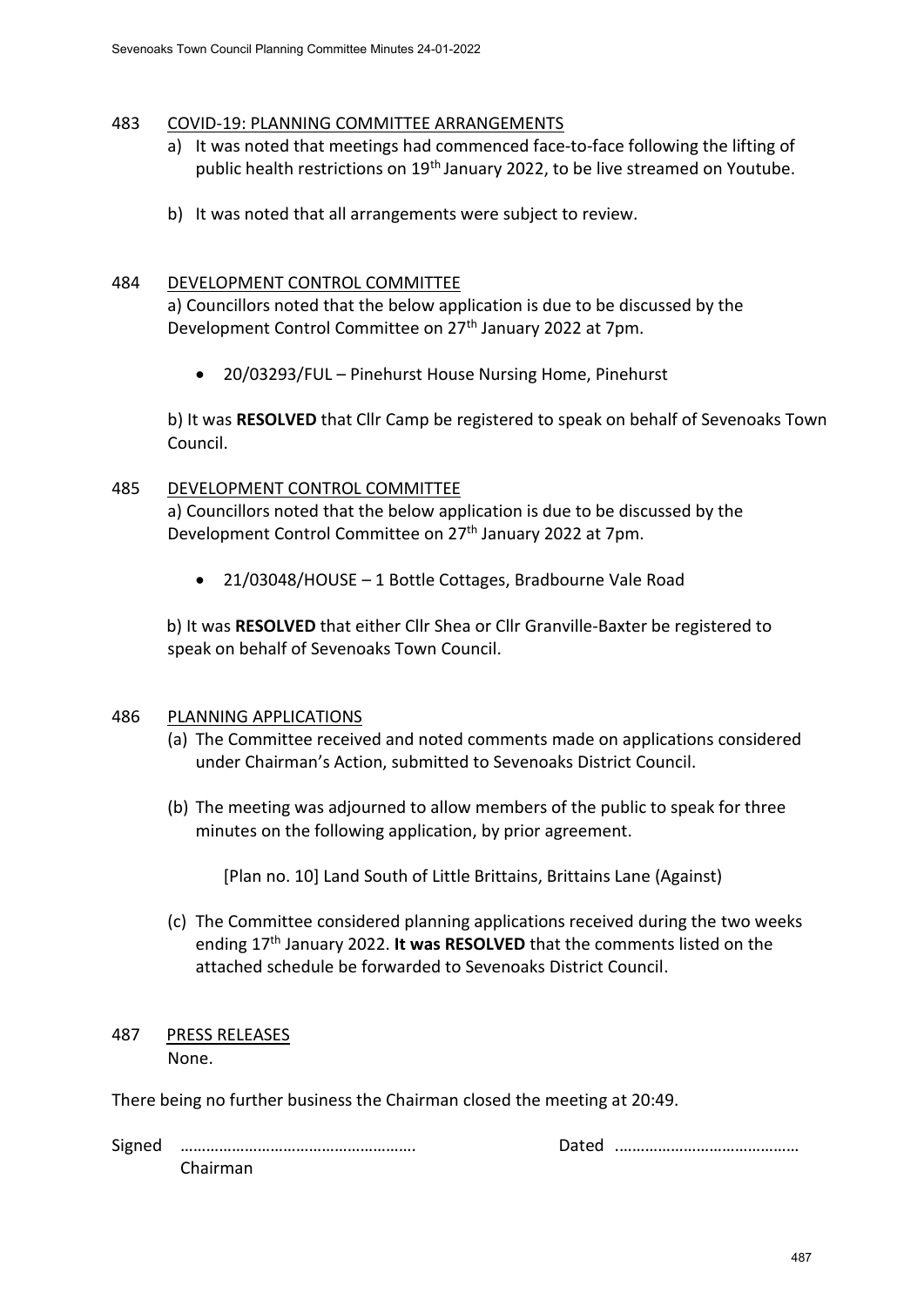483 COVID-19: PLANNING COMMITTEE ARRANGEMENTS

a) It was noted that meetings had commenced face-to-face following the lifting of public health restrictions on 19th January 2022, to be live streamed on Youtube.

b) It was noted that all arrangements were subject to review.

484 DEVELOPMENT CONTROL COMMITTEE

a) Councillors noted that the below application is due to be discussed by the Development Control Committee on 27th January 2022 at 7pm.

- 20/03293/FUL – Pinehurst House Nursing Home, Pinehurst

b) It was **RESOLVED** that Cllr Camp be registered to speak on behalf of Sevenoaks Town Council.

485 DEVELOPMENT CONTROL COMMITTEE

a) Councillors noted that the below application is due to be discussed by the Development Control Committee on 27th January 2022 at 7pm.

- 21/03048/HOUSE – 1 Bottle Cottages, Bradbourne Vale Road

b) It was **RESOLVED** that either Cllr Shea or Cllr Granville-Baxter be registered to speak on behalf of Sevenoaks Town Council.

486 PLANNING APPLICATIONS

(a) The Committee received and noted comments made on applications considered under Chairman's Action, submitted to Sevenoaks District Council.

(b) The meeting was adjourned to allow members of the public to speak for three minutes on the following application, by prior agreement.

[Plan no. 10] Land South of Little Brittains, Brittains Lane (Against)

(c) The Committee considered planning applications received during the two weeks ending 17th January 2022. **It was RESOLVED** that the comments listed on the attached schedule be forwarded to Sevenoaks District Council.

487 PRESS RELEASES

None.

There being no further business the Chairman closed the meeting at 20:49.

Signed ………………………………………………. Dated ……………………………………

Chairman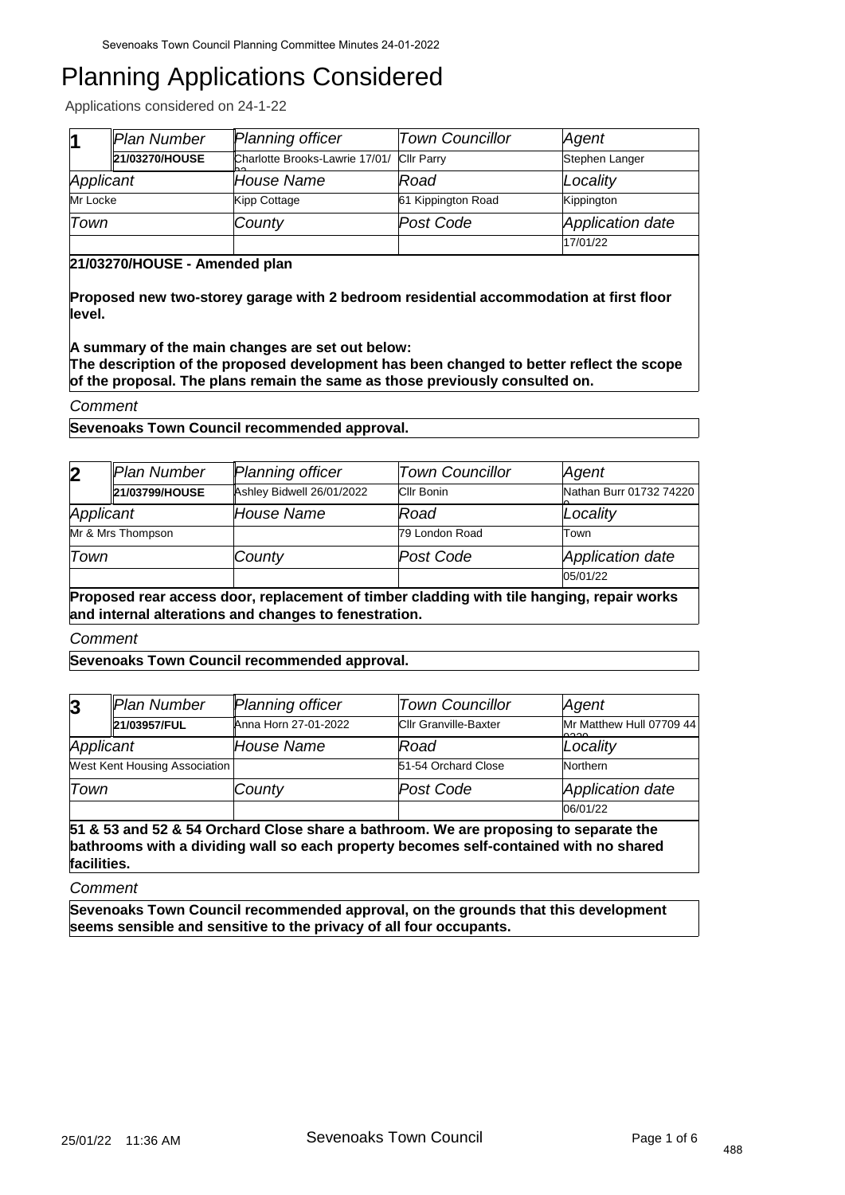# Planning Applications Considered

Applications considered on 24-1-22

| 1 | Plan Number | Planning officer | Town Councillor | Agent |
|---|---|---|---|---|
| | 21/03270/HOUSE | Charlotte Brooks-Lawrie 17/01/22 | Cllr Parry | Stephen Langer |
| Applicant | | House Name | Road | Locality |
| Mr Locke | | Kipp Cottage | 61 Kippington Road | Kippington |
| Town | | County | Post Code | Application date |
| | | | | 17/01/22 |

**21/03270/HOUSE - Amended plan**

**Proposed new two-storey garage with 2 bedroom residential accommodation at first floor level.**

**A summary of the main changes are set out below:**
**The description of the proposed development has been changed to better reflect the scope of the proposal. The plans remain the same as those previously consulted on.**

*Comment*

**Sevenoaks Town Council recommended approval.**

| 2 | Plan Number | Planning officer | Town Councillor | Agent |
|---|---|---|---|---|
| | 21/03799/HOUSE | Ashley Bidwell 26/01/2022 | Cllr Bonin | Nathan Burr 01732 742200 |
| Applicant | | House Name | Road | Locality |
| Mr & Mrs Thompson | | | 79 London Road | Town |
| Town | | County | Post Code | Application date |
| | | | | 05/01/22 |

**Proposed rear access door, replacement of timber cladding with tile hanging, repair works and internal alterations and changes to fenestration.**

*Comment*

**Sevenoaks Town Council recommended approval.**

| 3 | Plan Number | Planning officer | Town Councillor | Agent |
|---|---|---|---|---|
| | 21/03957/FUL | Anna Horn 27-01-2022 | Cllr Granville-Baxter | Mr Matthew Hull 07709 440330 |
| Applicant | | House Name | Road | Locality |
| West Kent Housing Association | | | 51-54 Orchard Close | Northern |
| Town | | County | Post Code | Application date |
| | | | | 06/01/22 |

**51 & 53 and 52 & 54 Orchard Close share a bathroom. We are proposing to separate the bathrooms with a dividing wall so each property becomes self-contained with no shared facilities.**

*Comment*

**Sevenoaks Town Council recommended approval, on the grounds that this development seems sensible and sensitive to the privacy of all four occupants.**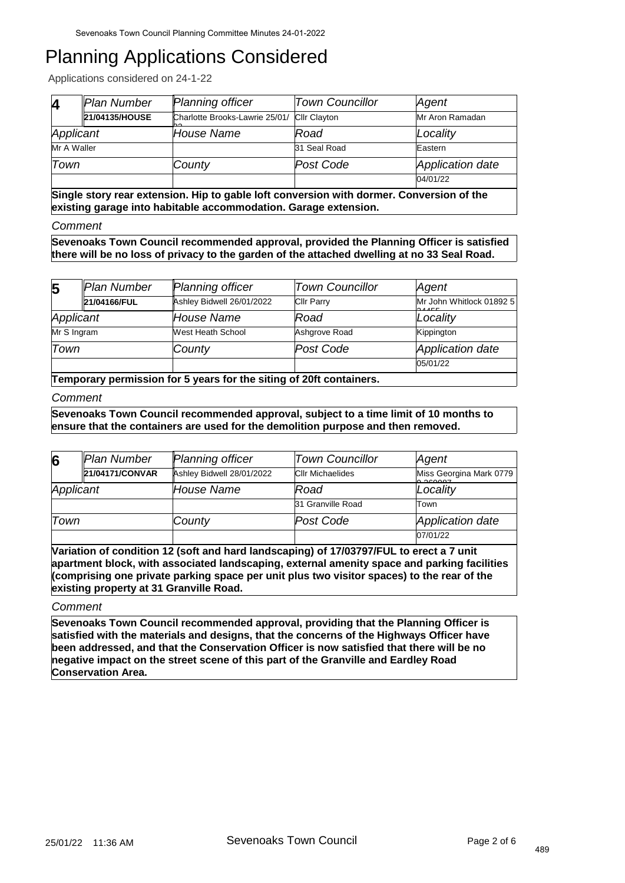# Planning Applications Considered

Applications considered on 24-1-22

| 4 | Plan Number | Planning officer | Town Councillor | Agent |
|---|---|---|---|---|
| | 21/04135/HOUSE | Charlotte Brooks-Lawrie 25/01/22 | Cllr Clayton | Mr Aron Ramadan |
| Applicant | | House Name | Road | Locality |
| Mr A Waller | | | 31 Seal Road | Eastern |
| Town | | County | Post Code | Application date |
| | | | | 04/01/22 |

**Single story rear extension. Hip to gable loft conversion with dormer. Conversion of the existing garage into habitable accommodation. Garage extension.**

*Comment*

**Sevenoaks Town Council recommended approval, provided the Planning Officer is satisfied there will be no loss of privacy to the garden of the attached dwelling at no 33 Seal Road.**

| 5 | Plan Number | Planning officer | Town Councillor | Agent |
|---|---|---|---|---|
| | 21/04166/FUL | Ashley Bidwell 26/01/2022 | Cllr Parry | Mr John Whitlock 01892 524455 |
| Applicant | | House Name | Road | Locality |
| Mr S Ingram | | West Heath School | Ashgrove Road | Kippington |
| Town | | County | Post Code | Application date |
| | | | | 05/01/22 |

**Temporary permission for 5 years for the siting of 20ft containers.**

*Comment*

**Sevenoaks Town Council recommended approval, subject to a time limit of 10 months to ensure that the containers are used for the demolition purpose and then removed.**

| 6 | Plan Number | Planning officer | Town Councillor | Agent |
|---|---|---|---|---|
| | 21/04171/CONVAR | Ashley Bidwell 28/01/2022 | Cllr Michaelides | Miss Georgina Mark 07790 360087 |
| Applicant | | House Name | Road | Locality |
| | | | 31 Granville Road | Town |
| Town | | County | Post Code | Application date |
| | | | | 07/01/22 |

**Variation of condition 12 (soft and hard landscaping) of 17/03797/FUL to erect a 7 unit apartment block, with associated landscaping, external amenity space and parking facilities (comprising one private parking space per unit plus two visitor spaces) to the rear of the existing property at 31 Granville Road.**

*Comment*

**Sevenoaks Town Council recommended approval, providing that the Planning Officer is satisfied with the materials and designs, that the concerns of the Highways Officer have been addressed, and that the Conservation Officer is now satisfied that there will be no negative impact on the street scene of this part of the Granville and Eardley Road Conservation Area.**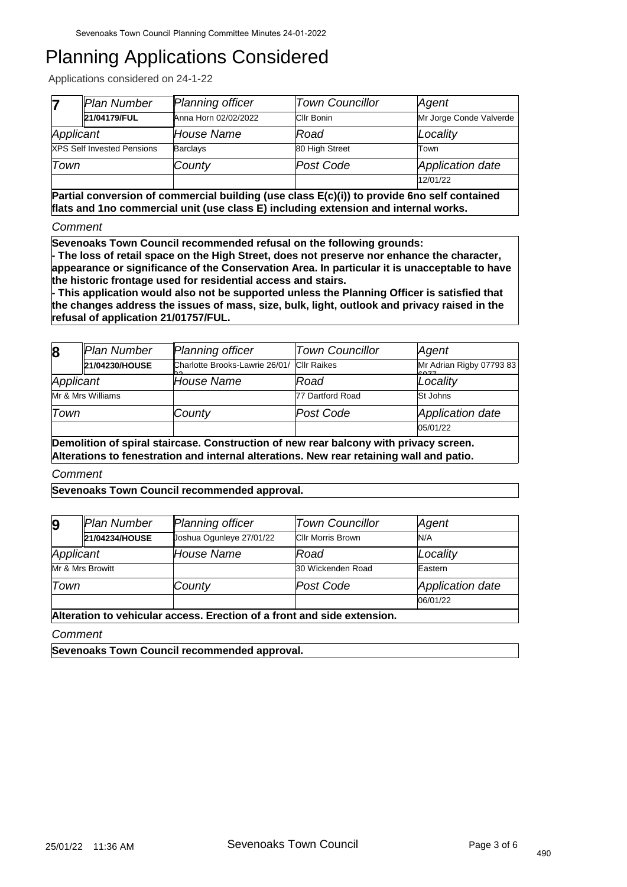# Planning Applications Considered

Applications considered on 24-1-22

| 7 | Plan Number | Planning officer | Town Councillor | Agent |
|---|---|---|---|---|
| | **21/04179/FUL** | Anna Horn 02/02/2022 | Cllr Bonin | Mr Jorge Conde Valverde |
| Applicant | | House Name | Road | Locality |
| XPS Self Invested Pensions | | Barclays | 80 High Street | Town |
| Town | | County | Post Code | Application date |
| | | | | 12/01/22 |

**Partial conversion of commercial building (use class E(c)(i)) to provide 6no self contained flats and 1no commercial unit (use class E) including extension and internal works.**

*Comment*

**Sevenoaks Town Council recommended refusal on the following grounds:**
**- The loss of retail space on the High Street, does not preserve nor enhance the character, appearance or significance of the Conservation Area. In particular it is unacceptable to have the historic frontage used for residential access and stairs.**
**- This application would also not be supported unless the Planning Officer is satisfied that the changes address the issues of mass, size, bulk, light, outlook and privacy raised in the refusal of application 21/01757/FUL.**

| 8 | Plan Number | Planning officer | Town Councillor | Agent |
|---|---|---|---|---|
| | **21/04230/HOUSE** | Charlotte Brooks-Lawrie 26/01/22 | Cllr Raikes | Mr Adrian Rigby 07793 836077 |
| Applicant | | House Name | Road | Locality |
| Mr & Mrs Williams | | | 77 Dartford Road | St Johns |
| Town | | County | Post Code | Application date |
| | | | | 05/01/22 |

**Demolition of spiral staircase. Construction of new rear balcony with privacy screen. Alterations to fenestration and internal alterations. New rear retaining wall and patio.**

*Comment*

**Sevenoaks Town Council recommended approval.**

| 9 | Plan Number | Planning officer | Town Councillor | Agent |
|---|---|---|---|---|
| | **21/04234/HOUSE** | Joshua Ogunleye 27/01/22 | Cllr Morris Brown | N/A |
| Applicant | | House Name | Road | Locality |
| Mr & Mrs Browitt | | | 30 Wickenden Road | Eastern |
| Town | | County | Post Code | Application date |
| | | | | 06/01/22 |

**Alteration to vehicular access. Erection of a front and side extension.**

*Comment*

**Sevenoaks Town Council recommended approval.**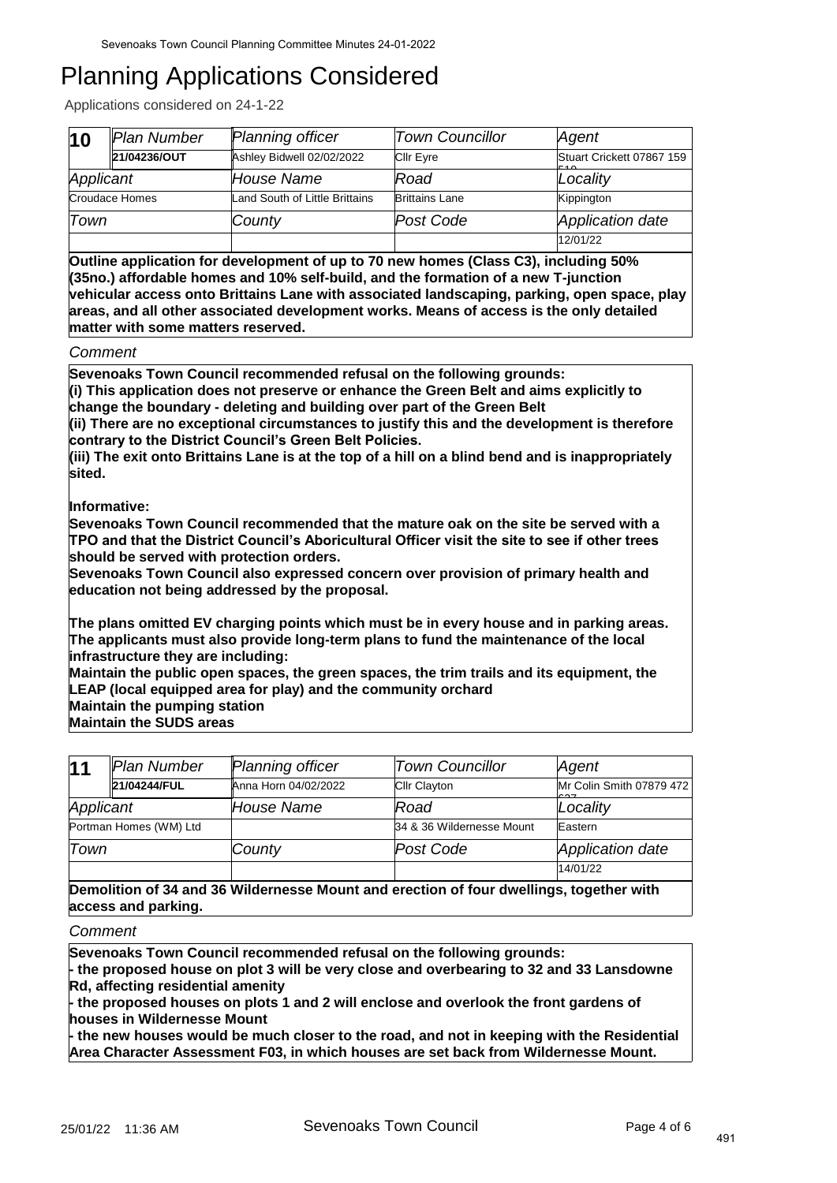# Planning Applications Considered

Applications considered on 24-1-22

| 10 | Plan Number | Planning officer | Town Councillor | Agent |
|---|---|---|---|---|
| | **21/04236/OUT** | Ashley Bidwell 02/02/2022 | Cllr Eyre | Stuart Crickett 07867 159 510 |
| Applicant | | House Name | Road | Locality |
| Croudace Homes | | Land South of Little Brittains | Brittains Lane | Kippington |
| Town | | County | Post Code | Application date |
| | | | | 12/01/22 |

**Outline application for development of up to 70 new homes (Class C3), including 50% (35no.) affordable homes and 10% self-build, and the formation of a new T-junction vehicular access onto Brittains Lane with associated landscaping, parking, open space, play areas, and all other associated development works. Means of access is the only detailed matter with some matters reserved.**

*Comment*

**Sevenoaks Town Council recommended refusal on the following grounds:**
**(i) This application does not preserve or enhance the Green Belt and aims explicitly to change the boundary - deleting and building over part of the Green Belt**
**(ii) There are no exceptional circumstances to justify this and the development is therefore contrary to the District Council's Green Belt Policies.**
**(iii) The exit onto Brittains Lane is at the top of a hill on a blind bend and is inappropriately sited.**

**Informative:**
**Sevenoaks Town Council recommended that the mature oak on the site be served with a TPO and that the District Council's Aboricultural Officer visit the site to see if other trees should be served with protection orders.**
**Sevenoaks Town Council also expressed concern over provision of primary health and education not being addressed by the proposal.**

**The plans omitted EV charging points which must be in every house and in parking areas. The applicants must also provide long-term plans to fund the maintenance of the local infrastructure they are including:**
**Maintain the public open spaces, the green spaces, the trim trails and its equipment, the LEAP (local equipped area for play) and the community orchard**
**Maintain the pumping station**
**Maintain the SUDS areas**

| 11 | Plan Number | Planning officer | Town Councillor | Agent |
|---|---|---|---|---|
| | **21/04244/FUL** | Anna Horn 04/02/2022 | Cllr Clayton | Mr Colin Smith 07879 472 637 |
| Applicant | | House Name | Road | Locality |
| Portman Homes (WM) Ltd | | | 34 & 36 Wildernesse Mount | Eastern |
| Town | | County | Post Code | Application date |
| | | | | 14/01/22 |

**Demolition of 34 and 36 Wildernesse Mount and erection of four dwellings, together with access and parking.**

*Comment*

**Sevenoaks Town Council recommended refusal on the following grounds:**
**- the proposed house on plot 3 will be very close and overbearing to 32 and 33 Lansdowne Rd, affecting residential amenity**
**- the proposed houses on plots 1 and 2 will enclose and overlook the front gardens of houses in Wildernesse Mount**
**- the new houses would be much closer to the road, and not in keeping with the Residential Area Character Assessment F03, in which houses are set back from Wildernesse Mount.**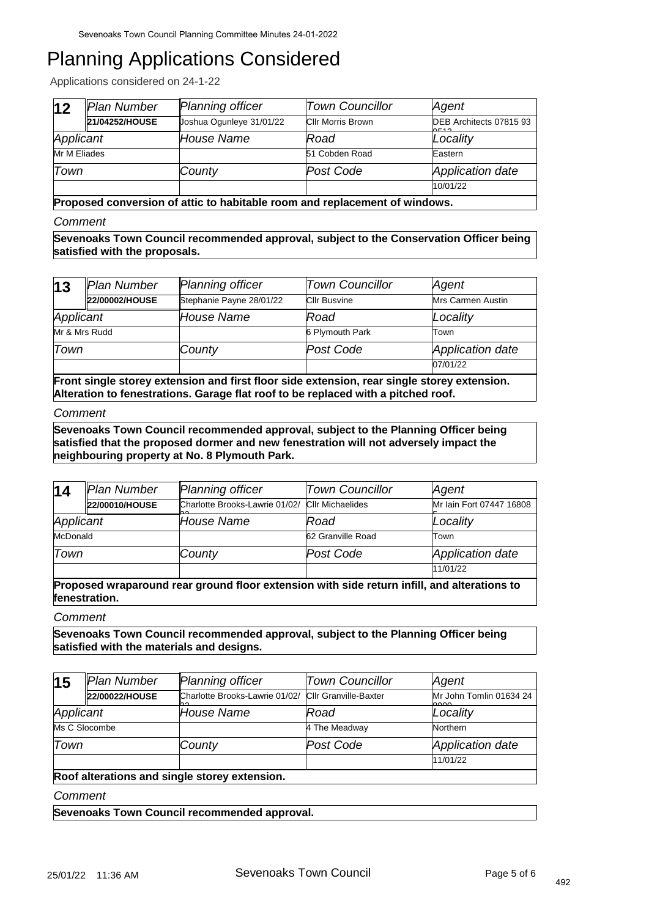# Planning Applications Considered

Applications considered on 24-1-22

| 12 | Plan Number | Planning officer | Town Councillor | Agent |
|---|---|---|---|---|
| | 21/04252/HOUSE | Joshua Ogunleye 31/01/22 | Cllr Morris Brown | DEB Architects 07815 93 0513 |
| Applicant | | House Name | Road | Locality |
| Mr M Eliades | | | 51 Cobden Road | Eastern |
| Town | | County | Post Code | Application date |
| | | | | 10/01/22 |

**Proposed conversion of attic to habitable room and replacement of windows.**

*Comment*

**Sevenoaks Town Council recommended approval, subject to the Conservation Officer being satisfied with the proposals.**

| 13 | Plan Number | Planning officer | Town Councillor | Agent |
|---|---|---|---|---|
| | 22/00002/HOUSE | Stephanie Payne 28/01/22 | Cllr Busvine | Mrs Carmen Austin |
| Applicant | | House Name | Road | Locality |
| Mr & Mrs Rudd | | | 6 Plymouth Park | Town |
| Town | | County | Post Code | Application date |
| | | | | 07/01/22 |

**Front single storey extension and first floor side extension, rear single storey extension. Alteration to fenestrations. Garage flat roof to be replaced with a pitched roof.**

*Comment*

**Sevenoaks Town Council recommended approval, subject to the Planning Officer being satisfied that the proposed dormer and new fenestration will not adversely impact the neighbouring property at No. 8 Plymouth Park.**

| 14 | Plan Number | Planning officer | Town Councillor | Agent |
|---|---|---|---|---|
| | 22/00010/HOUSE | Charlotte Brooks-Lawrie 01/02/22 | Cllr Michaelides | Mr Iain Fort 07447 168086 |
| Applicant | | House Name | Road | Locality |
| McDonald | | | 62 Granville Road | Town |
| Town | | County | Post Code | Application date |
| | | | | 11/01/22 |

**Proposed wraparound rear ground floor extension with side return infill, and alterations to fenestration.**

*Comment*

**Sevenoaks Town Council recommended approval, subject to the Planning Officer being satisfied with the materials and designs.**

| 15 | Plan Number | Planning officer | Town Councillor | Agent |
|---|---|---|---|---|
| | 22/00022/HOUSE | Charlotte Brooks-Lawrie 01/02/22 | Cllr Granville-Baxter | Mr John Tomlin 01634 24 0000 |
| Applicant | | House Name | Road | Locality |
| Ms C Slocombe | | | 4 The Meadway | Northern |
| Town | | County | Post Code | Application date |
| | | | | 11/01/22 |

**Roof alterations and single storey extension.**

*Comment*

**Sevenoaks Town Council recommended approval.**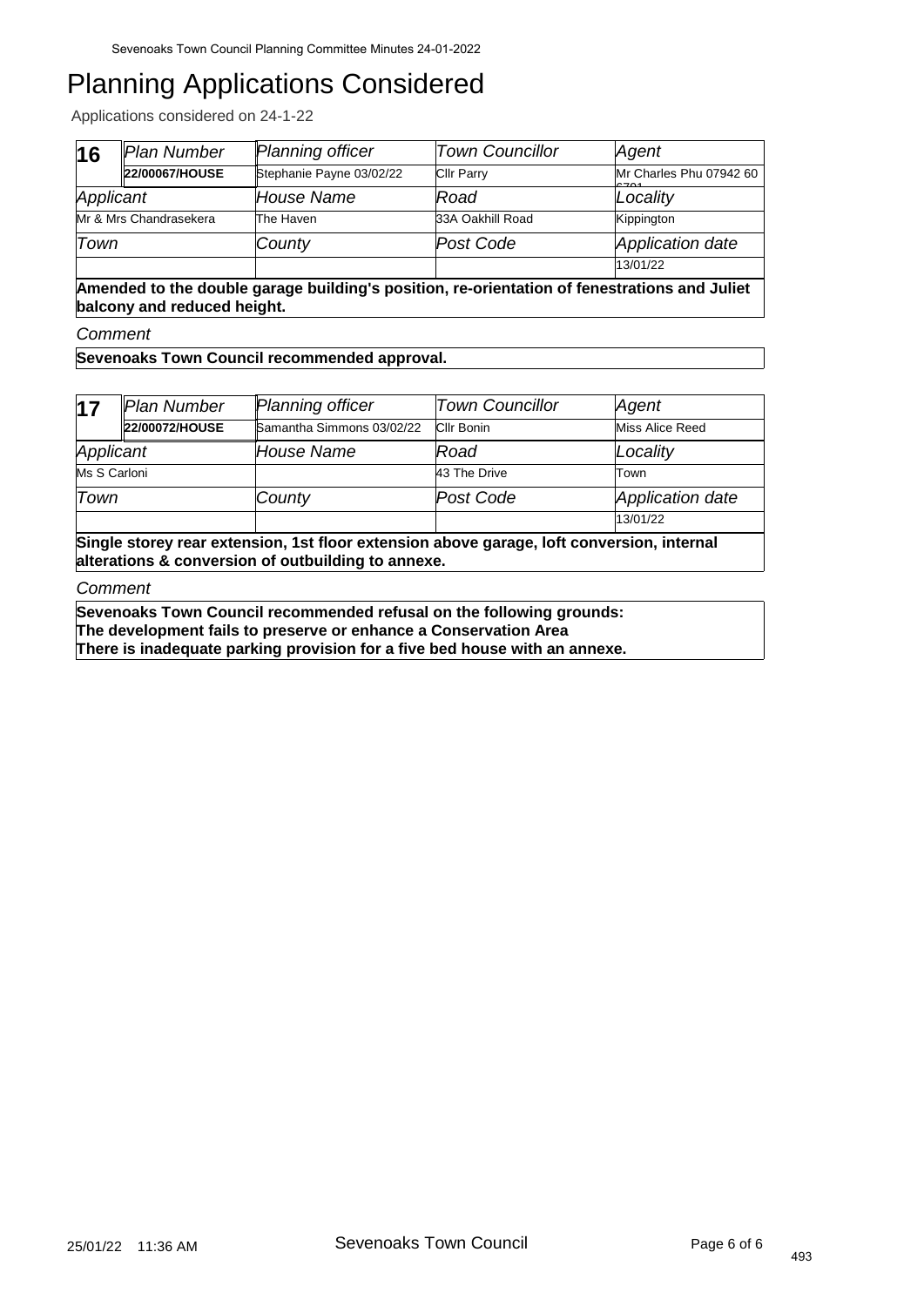# Planning Applications Considered

Applications considered on 24-1-22

| 16 | Plan Number | Planning officer | Town Councillor | Agent |
|---|---|---|---|---|
| | 22/00067/HOUSE | Stephanie Payne 03/02/22 | Cllr Parry | Mr Charles Phu 07942 60 6701 |
| Applicant | | House Name | Road | Locality |
| Mr & Mrs Chandrasekera | | The Haven | 33A Oakhill Road | Kippington |
| Town | | County | Post Code | Application date |
| | | | | 13/01/22 |

**Amended to the double garage building's position, re-orientation of fenestrations and Juliet balcony and reduced height.**

*Comment*

**Sevenoaks Town Council recommended approval.**

| 17 | Plan Number | Planning officer | Town Councillor | Agent |
|---|---|---|---|---|
| | 22/00072/HOUSE | Samantha Simmons 03/02/22 | Cllr Bonin | Miss Alice Reed |
| Applicant | | House Name | Road | Locality |
| Ms S Carloni | | | 43 The Drive | Town |
| Town | | County | Post Code | Application date |
| | | | | 13/01/22 |

**Single storey rear extension, 1st floor extension above garage, loft conversion, internal alterations & conversion of outbuilding to annexe.**

*Comment*

**Sevenoaks Town Council recommended refusal on the following grounds:**
**The development fails to preserve or enhance a Conservation Area**
**There is inadequate parking provision for a five bed house with an annexe.**